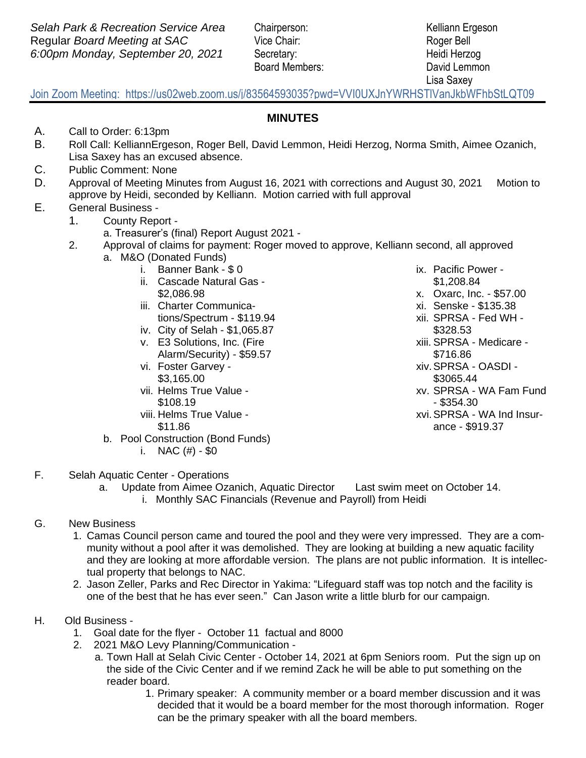*Selah Park & Recreation Service Area*
Regular *Board Meeting at SAC*
*6:00pm Monday, September 20, 2021*

Chairperson: Kelliann Ergeson
Vice Chair: Roger Bell
Secretary: Heidi Herzog
Board Members: David Lemmon, Lisa Saxey

Join Zoom Meeting: https://us02web.zoom.us/j/83564593035?pwd=VVI0UXJnYWRHSTlVanJkbWFhbStLQT09

## MINUTES

A. Call to Order: 6:13pm

B. Roll Call: KelliannErgeson, Roger Bell, David Lemmon, Heidi Herzog, Norma Smith, Aimee Ozanich, Lisa Saxey has an excused absence.

C. Public Comment: None

D. Approval of Meeting Minutes from August 16, 2021 with corrections and August 30, 2021 Motion to approve by Heidi, seconded by Kelliann. Motion carried with full approval

E. General Business -

1. County Report -
   a. Treasurer's (final) Report August 2021 -
2. Approval of claims for payment: Roger moved to approve, Kelliann second, all approved
   a. M&O (Donated Funds)
      i. Banner Bank - $ 0
      ii. Cascade Natural Gas - $2,086.98
      iii. Charter Communications/Spectrum - $119.94
      iv. City of Selah - $1,065.87
      v. E3 Solutions, Inc. (Fire Alarm/Security) - $59.57
      vi. Foster Garvey - $3,165.00
      vii. Helms True Value - $108.19
      viii. Helms True Value - $11.86
      ix. Pacific Power - $1,208.84
      x. Oxarc, Inc. - $57.00
      xi. Senske - $135.38
      xii. SPRSA - Fed WH - $328.53
      xiii. SPRSA - Medicare - $716.86
      xiv. SPRSA - OASDI - $3065.44
      xv. SPRSA - WA Fam Fund - $354.30
      xvi. SPRSA - WA Ind Insurance - $919.37
   b. Pool Construction (Bond Funds)
      i. NAC (#) - $0

F. Selah Aquatic Center - Operations
   a. Update from Aimee Ozanich, Aquatic Director  Last swim meet on October 14.
      i. Monthly SAC Financials (Revenue and Payroll) from Heidi

G. New Business
   1. Camas Council person came and toured the pool and they were very impressed. They are a community without a pool after it was demolished. They are looking at building a new aquatic facility and they are looking at more affordable version. The plans are not public information. It is intellectual property that belongs to NAC.
   2. Jason Zeller, Parks and Rec Director in Yakima: "Lifeguard staff was top notch and the facility is one of the best that he has ever seen." Can Jason write a little blurb for our campaign.

H. Old Business -
   1. Goal date for the flyer - October 11 factual and 8000
   2. 2021 M&O Levy Planning/Communication -
      a. Town Hall at Selah Civic Center - October 14, 2021 at 6pm Seniors room. Put the sign up on the side of the Civic Center and if we remind Zack he will be able to put something on the reader board.
         1. Primary speaker: A community member or a board member discussion and it was decided that it would be a board member for the most thorough information. Roger can be the primary speaker with all the board members.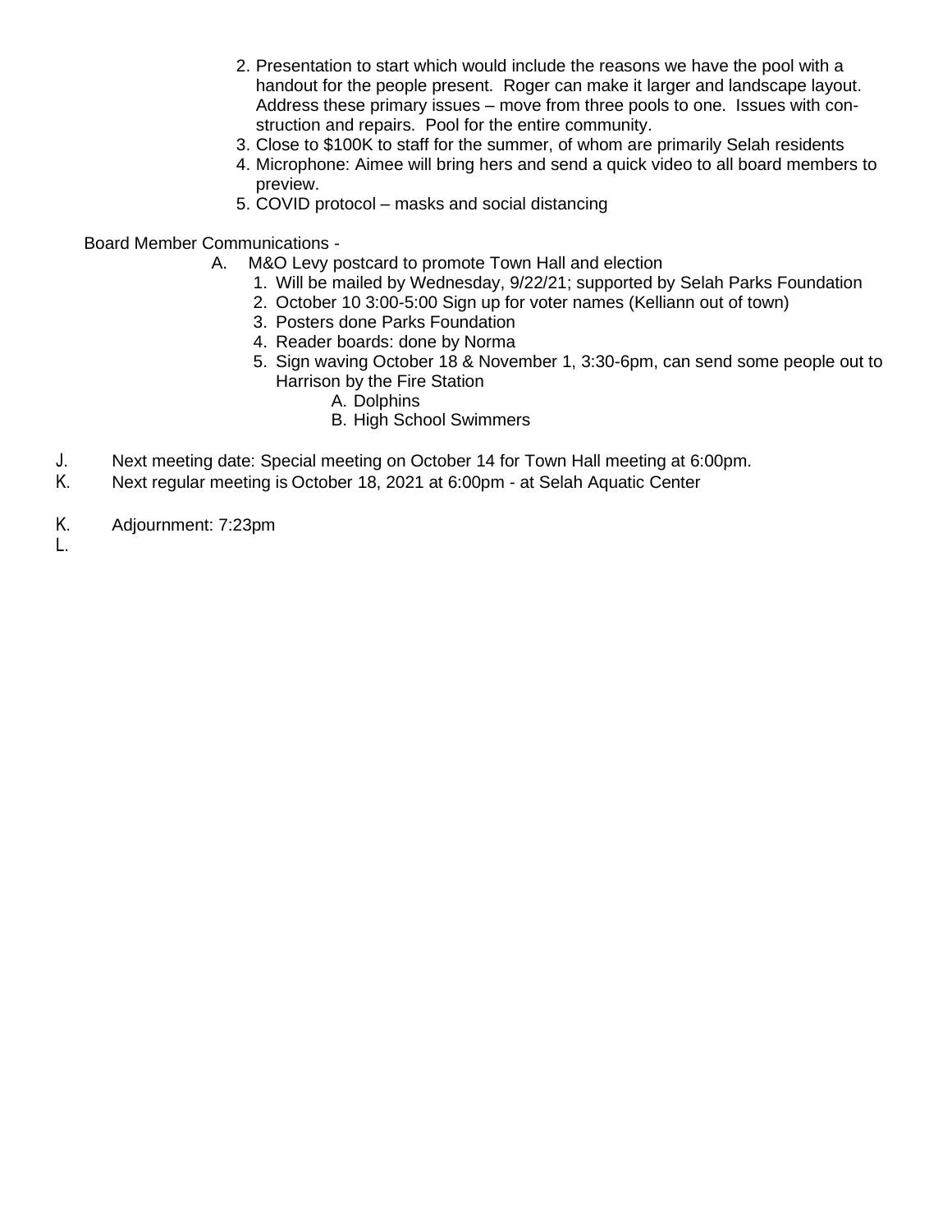2. Presentation to start which would include the reasons we have the pool with a handout for the people present. Roger can make it larger and landscape layout. Address these primary issues – move from three pools to one. Issues with construction and repairs. Pool for the entire community.
3. Close to $100K to staff for the summer, of whom are primarily Selah residents
4. Microphone: Aimee will bring hers and send a quick video to all board members to preview.
5. COVID protocol – masks and social distancing

Board Member Communications -

A. M&O Levy postcard to promote Town Hall and election
   1. Will be mailed by Wednesday, 9/22/21; supported by Selah Parks Foundation
   2. October 10 3:00-5:00 Sign up for voter names (Kelliann out of town)
   3. Posters done Parks Foundation
   4. Reader boards: done by Norma
   5. Sign waving October 18 & November 1, 3:30-6pm, can send some people out to Harrison by the Fire Station
      A. Dolphins
      B. High School Swimmers

J. Next meeting date: Special meeting on October 14 for Town Hall meeting at 6:00pm.

K. Next regular meeting is October 18, 2021 at 6:00pm - at Selah Aquatic Center

K. Adjournment: 7:23pm

L.